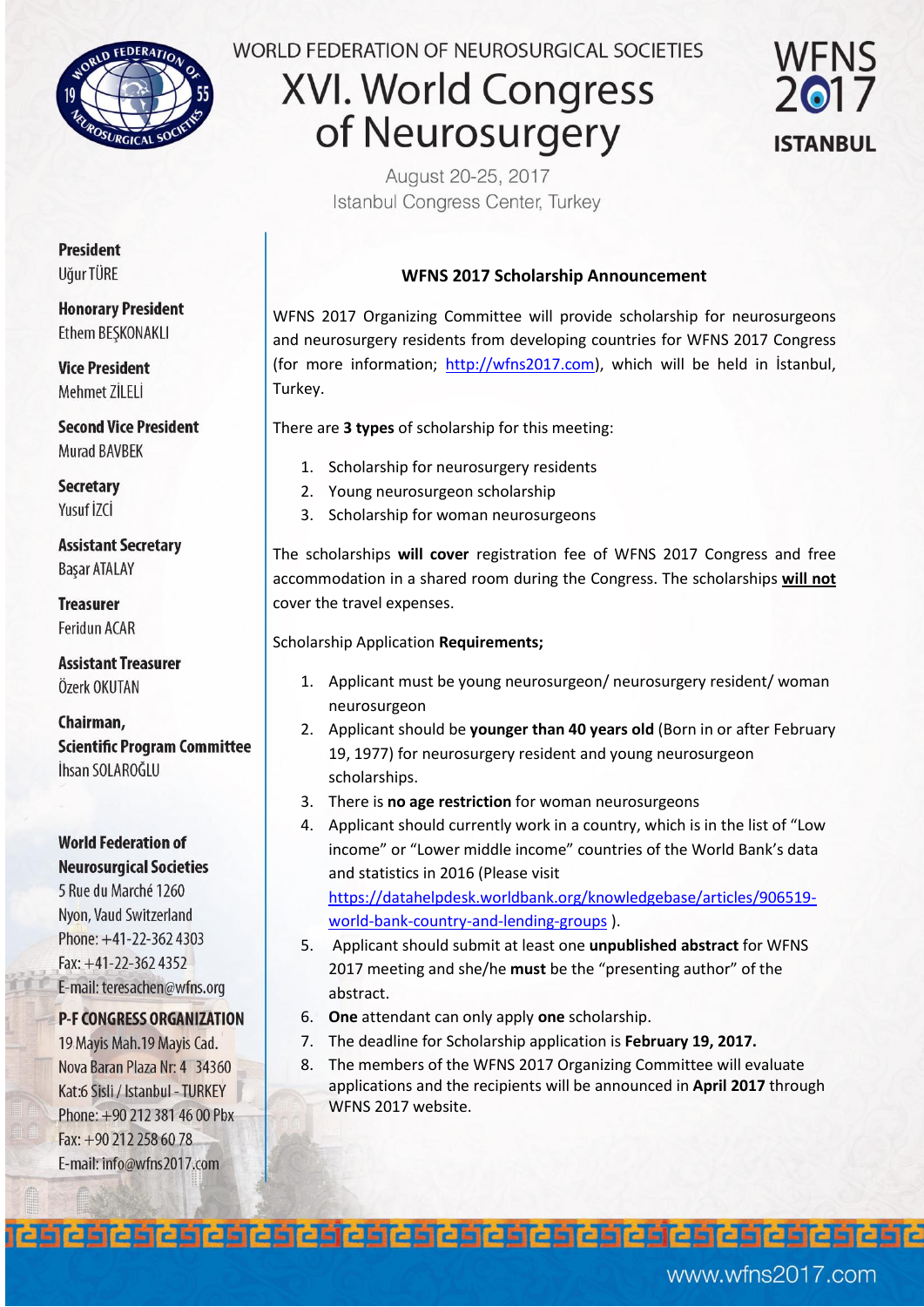WORLD FEDERATION OF NEUROSURGICAL SOCIETIES

# XVI. World Congress of Neurosurgery

August 20-25, 2017
Istanbul Congress Center, Turkey

WFNS 2017 ISTANBUL

**President**
Uğur TÜRE

**Honorary President**
Ethem BEŞKONAKLI

**Vice President**
Mehmet ZİLELİ

**Second Vice President**
Murad BAVBEK

**Secretary**
Yusuf İZCİ

**Assistant Secretary**
Başar ATALAY

**Treasurer**
Feridun ACAR

**Assistant Treasurer**
Özerk OKUTAN

**Chairman, Scientific Program Committee**
İhsan SOLAROĞLU

**World Federation of Neurosurgical Societies**
5 Rue du Marché 1260
Nyon, Vaud Switzerland
Phone: +41-22-362 4303
Fax: +41-22-362 4352
E-mail: teresachen@wfns.org

**P-F CONGRESS ORGANIZATION**
19 Mayis Mah.19 Mayis Cad.
Nova Baran Plaza Nr: 4 34360
Kat:6 Sisli / Istanbul - TURKEY
Phone: +90 212 381 46 00 Pbx
Fax: +90 212 258 60 78
E-mail: info@wfns2017.com

## WFNS 2017 Scholarship Announcement

WFNS 2017 Organizing Committee will provide scholarship for neurosurgeons and neurosurgery residents from developing countries for WFNS 2017 Congress (for more information; http://wfns2017.com), which will be held in İstanbul, Turkey.

There are **3 types** of scholarship for this meeting:

1. Scholarship for neurosurgery residents
2. Young neurosurgeon scholarship
3. Scholarship for woman neurosurgeons

The scholarships **will cover** registration fee of WFNS 2017 Congress and free accommodation in a shared room during the Congress. The scholarships **will not** cover the travel expenses.

Scholarship Application **Requirements;**

1. Applicant must be young neurosurgeon/ neurosurgery resident/ woman neurosurgeon
2. Applicant should be **younger than 40 years old** (Born in or after February 19, 1977) for neurosurgery resident and young neurosurgeon scholarships.
3. There is **no age restriction** for woman neurosurgeons
4. Applicant should currently work in a country, which is in the list of "Low income" or "Lower middle income" countries of the World Bank's data and statistics in 2016 (Please visit https://datahelpdesk.worldbank.org/knowledgebase/articles/906519-world-bank-country-and-lending-groups ).
5. Applicant should submit at least one **unpublished abstract** for WFNS 2017 meeting and she/he **must** be the "presenting author" of the abstract.
6. **One** attendant can only apply **one** scholarship.
7. The deadline for Scholarship application is **February 19, 2017.**
8. The members of the WFNS 2017 Organizing Committee will evaluate applications and the recipients will be announced in **April 2017** through WFNS 2017 website.

www.wfns2017.com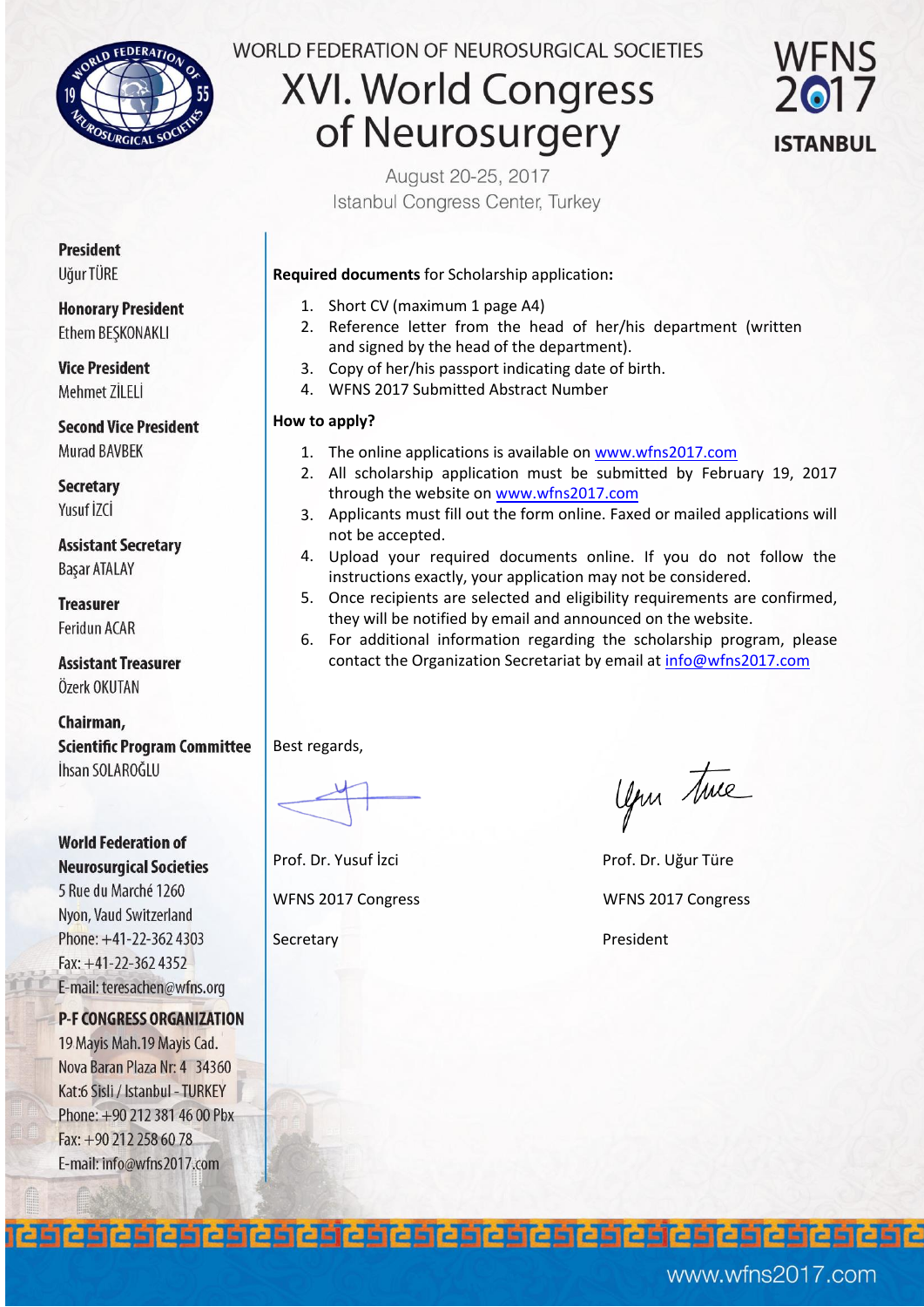WORLD FEDERATION OF NEUROSURGICAL SOCIETIES

# XVI. World Congress of Neurosurgery

August 20-25, 2017
Istanbul Congress Center, Turkey

WFNS 2017 ISTANBUL

**President**
Uğur TÜRE

**Honorary President**
Ethem BEŞKONAKLI

**Vice President**
Mehmet ZİLELİ

**Second Vice President**
Murad BAVBEK

**Secretary**
Yusuf İZCİ

**Assistant Secretary**
Başar ATALAY

**Treasurer**
Feridun ACAR

**Assistant Treasurer**
Özerk OKUTAN

**Chairman, Scientific Program Committee**
İhsan SOLAROĞLU

**World Federation of Neurosurgical Societies**
5 Rue du Marché 1260
Nyon, Vaud Switzerland
Phone: +41-22-362 4303
Fax: +41-22-362 4352
E-mail: teresachen@wfns.org

**P-F CONGRESS ORGANIZATION**
19 Mayis Mah.19 Mayis Cad.
Nova Baran Plaza Nr: 4 34360
Kat:6 Sisli / Istanbul - TURKEY
Phone: +90 212 381 46 00 Pbx
Fax: +90 212 258 60 78
E-mail: info@wfns2017.com

**Required documents** for Scholarship application**:**

1. Short CV (maximum 1 page A4)
2. Reference letter from the head of her/his department (written and signed by the head of the department).
3. Copy of her/his passport indicating date of birth.
4. WFNS 2017 Submitted Abstract Number

**How to apply?**

1. The online applications is available on www.wfns2017.com
2. All scholarship application must be submitted by February 19, 2017 through the website on www.wfns2017.com
3. Applicants must fill out the form online. Faxed or mailed applications will not be accepted.
4. Upload your required documents online. If you do not follow the instructions exactly, your application may not be considered.
5. Once recipients are selected and eligibility requirements are confirmed, they will be notified by email and announced on the website.
6. For additional information regarding the scholarship program, please contact the Organization Secretariat by email at info@wfns2017.com

Best regards,

| | |
|---|---|
| Prof. Dr. Yusuf İzci | Prof. Dr. Uğur Türe |
| WFNS 2017 Congress | WFNS 2017 Congress |
| Secretary | President |

www.wfns2017.com